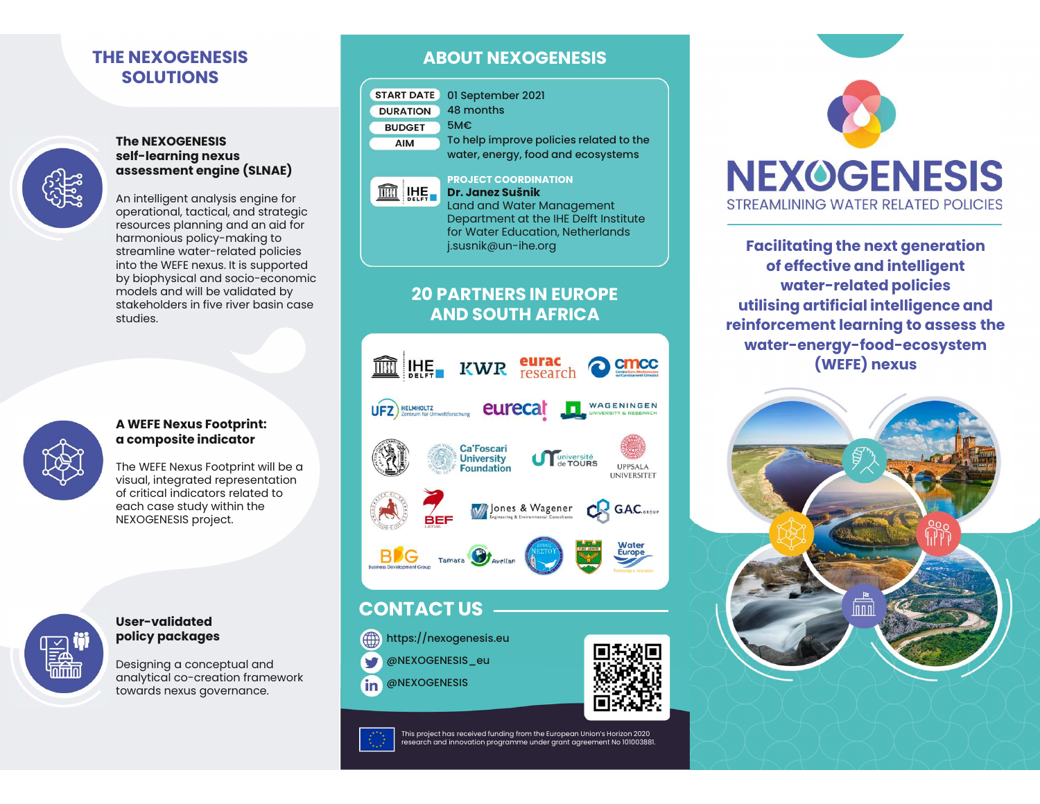# THE NEXOGENESIS SOLUTIONS

### The NEXOGENESIS self-learning nexus assessment engine (SLNAE)

An intelligent analysis engine for operational, tactical, and strategic resources planning and an aid for harmonious policy-making to streamline water-related policies into the WEFE nexus. It is supported by biophysical and socio-economic models and will be validated by stakeholders in five river basin case studies.

### A WEFE Nexus Footprint: a composite indicator

The WEFE Nexus Footprint will be a visual, integrated representation of critical indicators related to each case study within the NEXOGENESIS project.

### User-validated policy packages

Designing a conceptual and analytical co-creation framework towards nexus governance.

# ABOUT NEXOGENESIS

| | |
|---|---|
| START DATE | 01 September 2021 |
| DURATION | 48 months |
| BUDGET | 5M€ |
| AIM | To help improve policies related to the water, energy, food and ecosystems |

**PROJECT COORDINATION**
**Dr. Janez Sušnik**
Land and Water Management Department at the IHE Delft Institute for Water Education, Netherlands
j.susnik@un-ihe.org

# 20 PARTNERS IN EUROPE AND SOUTH AFRICA

IHE DELFT, KWR, eurac research, cmcc, UFZ Helmholtz Zentrum für Umweltforschung, eurecat, Wageningen University & Research, Ca'Foscari University Foundation, université de Tours, Uppsala Universitet, BEF Latvia, Jones & Wagener Engineering & Environmental Consultants, GAC Group, BDG Business Development Group, Tamara, Avellan, Water Europe

# CONTACT US

https://nexogenesis.eu
@NEXOGENESIS_eu
@NEXOGENESIS

This project has received funding from the European Union's Horizon 2020 research and innovation programme under grant agreement No 101003881.

# NEXOGENESIS

STREAMLINING WATER RELATED POLICIES

**Facilitating the next generation of effective and intelligent water-related policies utilising artificial intelligence and reinforcement learning to assess the water-energy-food-ecosystem (WEFE) nexus**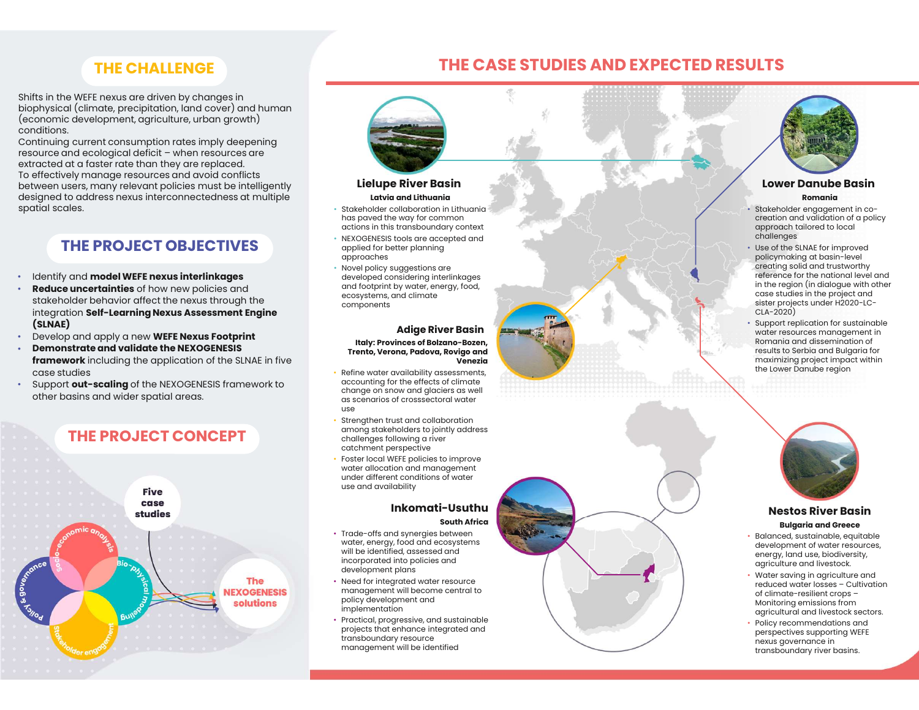## THE CHALLENGE

Shifts in the WEFE nexus are driven by changes in biophysical (climate, precipitation, land cover) and human (economic development, agriculture, urban growth) conditions.
Continuing current consumption rates imply deepening resource and ecological deficit – when resources are extracted at a faster rate than they are replaced.
To effectively manage resources and avoid conflicts between users, many relevant policies must be intelligently designed to address nexus interconnectedness at multiple spatial scales.

## THE PROJECT OBJECTIVES

- Identify and **model WEFE nexus interlinkages**
- **Reduce uncertainties** of how new policies and stakeholder behavior affect the nexus through the integration **Self-Learning Nexus Assessment Engine (SLNAE)**
- Develop and apply a new **WEFE Nexus Footprint**
- **Demonstrate and validate the NEXOGENESIS framework** including the application of the SLNAE in five case studies
- Support **out-scaling** of the NEXOGENESIS framework to other basins and wider spatial areas.

## THE PROJECT CONCEPT

Five case studies

Socio-economic analysis
Bio-physical modelling
Stakeholder engagement
Policy & governance

The NEXOGENESIS solutions

## THE CASE STUDIES AND EXPECTED RESULTS

### Lielupe River Basin

**Latvia and Lithuania**

- Stakeholder collaboration in Lithuania has paved the way for common actions in this transboundary context
- NEXOGENESIS tools are accepted and applied for better planning approaches
- Novel policy suggestions are developed considering interlinkages and footprint by water, energy, food, ecosystems, and climate components

### Adige River Basin

**Italy: Provinces of Bolzano-Bozen, Trento, Verona, Padova, Rovigo and Venezia**

- Refine water availability assessments, accounting for the effects of climate change on snow and glaciers as well as scenarios of crosssectoral water use
- Strengthen trust and collaboration among stakeholders to jointly address challenges following a river catchment perspective
- Foster local WEFE policies to improve water allocation and management under different conditions of water use and availability

### Inkomati-Usuthu

**South Africa**

- Trade-offs and synergies between water, energy, food and ecosystems will be identified, assessed and incorporated into policies and development plans
- Need for integrated water resource management will become central to policy development and implementation
- Practical, progressive, and sustainable projects that enhance integrated and transboundary resource management will be identified

### Lower Danube Basin

**Romania**

- Stakeholder engagement in co-creation and validation of a policy approach tailored to local challenges
- Use of the SLNAE for improved policymaking at basin-level creating solid and trustworthy reference for the national level and in the region (in dialogue with other case studies in the project and sister projects under H2020-LC-CLA-2020)
- Support replication for sustainable water resources management in Romania and dissemination of results to Serbia and Bulgaria for maximizing project impact within the Lower Danube region

### Nestos River Basin

**Bulgaria and Greece**

- Balanced, sustainable, equitable development of water resources, energy, land use, biodiversity, agriculture and livestock.
- Water saving in agriculture and reduced water losses – Cultivation of climate-resilient crops – Monitoring emissions from agricultural and livestock sectors.
- Policy recommendations and perspectives supporting WEFE nexus governance in transboundary river basins.